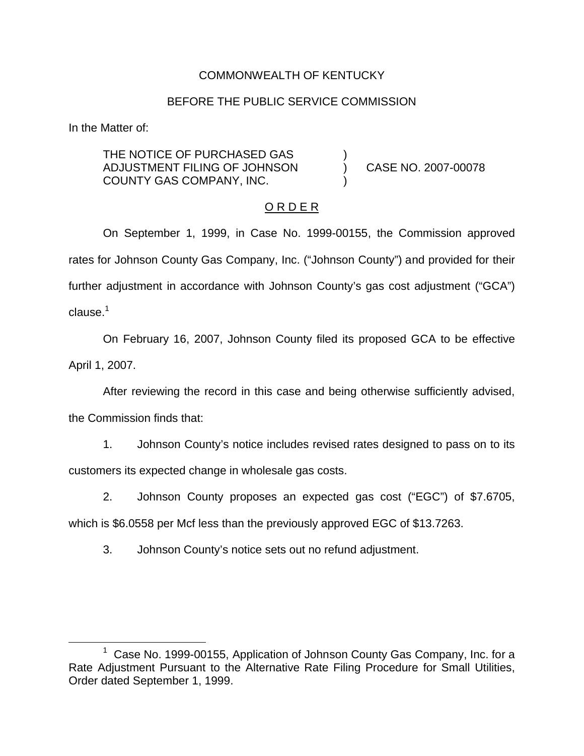COMMONWEALTH OF KENTUCKY

BEFORE THE PUBLIC SERVICE COMMISSION

In the Matter of:

THE NOTICE OF PURCHASED GAS ADJUSTMENT FILING OF JOHNSON COUNTY GAS COMPANY, INC. ) CASE NO. 2007-00078

## O R D E R

On September 1, 1999, in Case No. 1999-00155, the Commission approved rates for Johnson County Gas Company, Inc. ("Johnson County") and provided for their further adjustment in accordance with Johnson County's gas cost adjustment ("GCA") clause.[1]

On February 16, 2007, Johnson County filed its proposed GCA to be effective April 1, 2007.

After reviewing the record in this case and being otherwise sufficiently advised, the Commission finds that:

1. Johnson County's notice includes revised rates designed to pass on to its customers its expected change in wholesale gas costs.

2. Johnson County proposes an expected gas cost ("EGC") of $7.6705, which is $6.0558 per Mcf less than the previously approved EGC of $13.7263.

3. Johnson County's notice sets out no refund adjustment.

[1] Case No. 1999-00155, Application of Johnson County Gas Company, Inc. for a Rate Adjustment Pursuant to the Alternative Rate Filing Procedure for Small Utilities, Order dated September 1, 1999.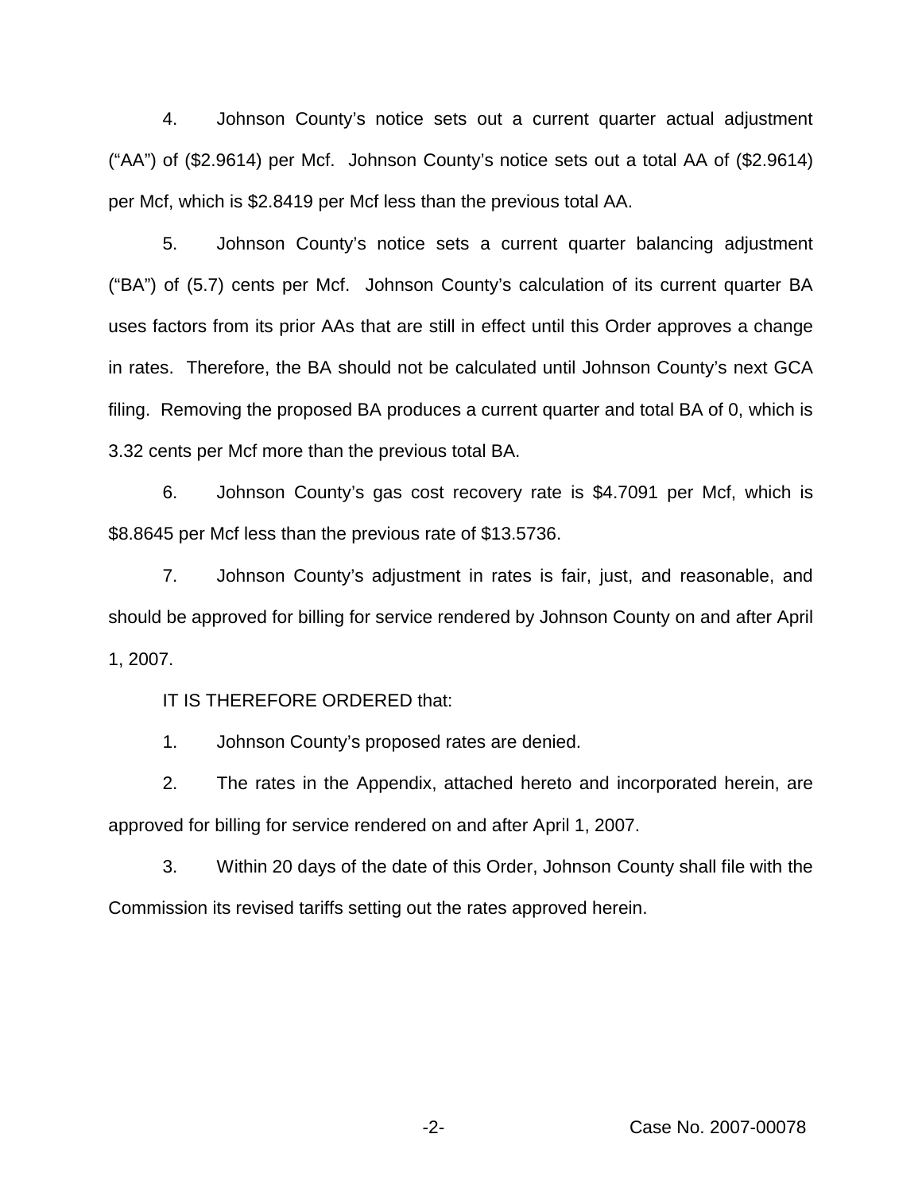4. Johnson County's notice sets out a current quarter actual adjustment ("AA") of ($2.9614) per Mcf. Johnson County's notice sets out a total AA of ($2.9614) per Mcf, which is $2.8419 per Mcf less than the previous total AA.

5. Johnson County's notice sets a current quarter balancing adjustment ("BA") of (5.7) cents per Mcf. Johnson County's calculation of its current quarter BA uses factors from its prior AAs that are still in effect until this Order approves a change in rates. Therefore, the BA should not be calculated until Johnson County's next GCA filing. Removing the proposed BA produces a current quarter and total BA of 0, which is 3.32 cents per Mcf more than the previous total BA.

6. Johnson County's gas cost recovery rate is $4.7091 per Mcf, which is $8.8645 per Mcf less than the previous rate of $13.5736.

7. Johnson County's adjustment in rates is fair, just, and reasonable, and should be approved for billing for service rendered by Johnson County on and after April 1, 2007.

IT IS THEREFORE ORDERED that:

1. Johnson County's proposed rates are denied.

2. The rates in the Appendix, attached hereto and incorporated herein, are approved for billing for service rendered on and after April 1, 2007.

3. Within 20 days of the date of this Order, Johnson County shall file with the Commission its revised tariffs setting out the rates approved herein.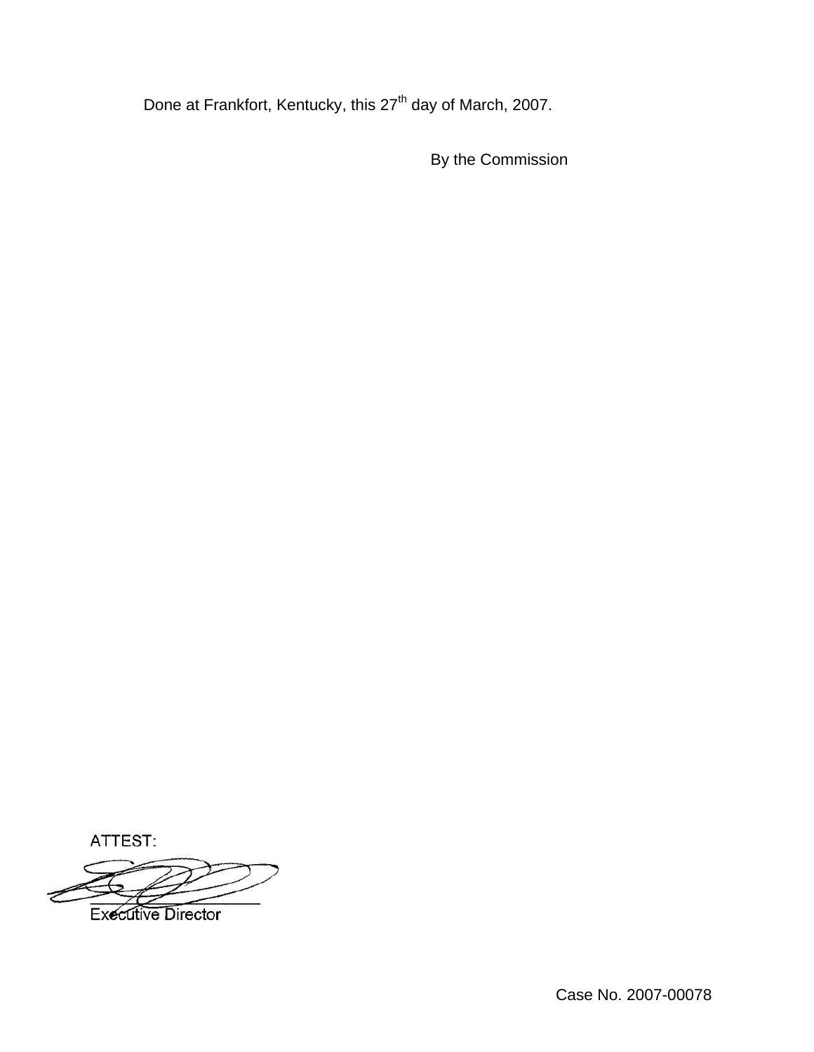Done at Frankfort, Kentucky, this 27th day of March, 2007.

By the Commission

ATTEST:

Executive Director

Case No. 2007-00078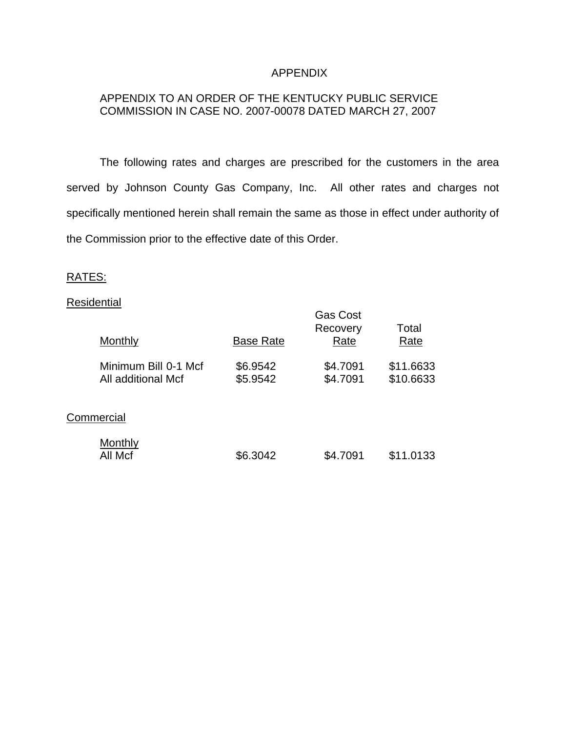APPENDIX

APPENDIX TO AN ORDER OF THE KENTUCKY PUBLIC SERVICE COMMISSION IN CASE NO. 2007-00078 DATED MARCH 27, 2007

The following rates and charges are prescribed for the customers in the area served by Johnson County Gas Company, Inc. All other rates and charges not specifically mentioned herein shall remain the same as those in effect under authority of the Commission prior to the effective date of this Order.

RATES:

Residential

| Monthly | Base Rate | Gas Cost Recovery Rate | Total Rate |
|---|---|---|---|
| Minimum Bill 0-1 Mcf | $6.9542 | $4.7091 | $11.6633 |
| All additional Mcf | $5.9542 | $4.7091 | $10.6633 |

Commercial

| Monthly | Base Rate | Gas Cost Recovery Rate | Total Rate |
|---|---|---|---|
| All Mcf | $6.3042 | $4.7091 | $11.0133 |